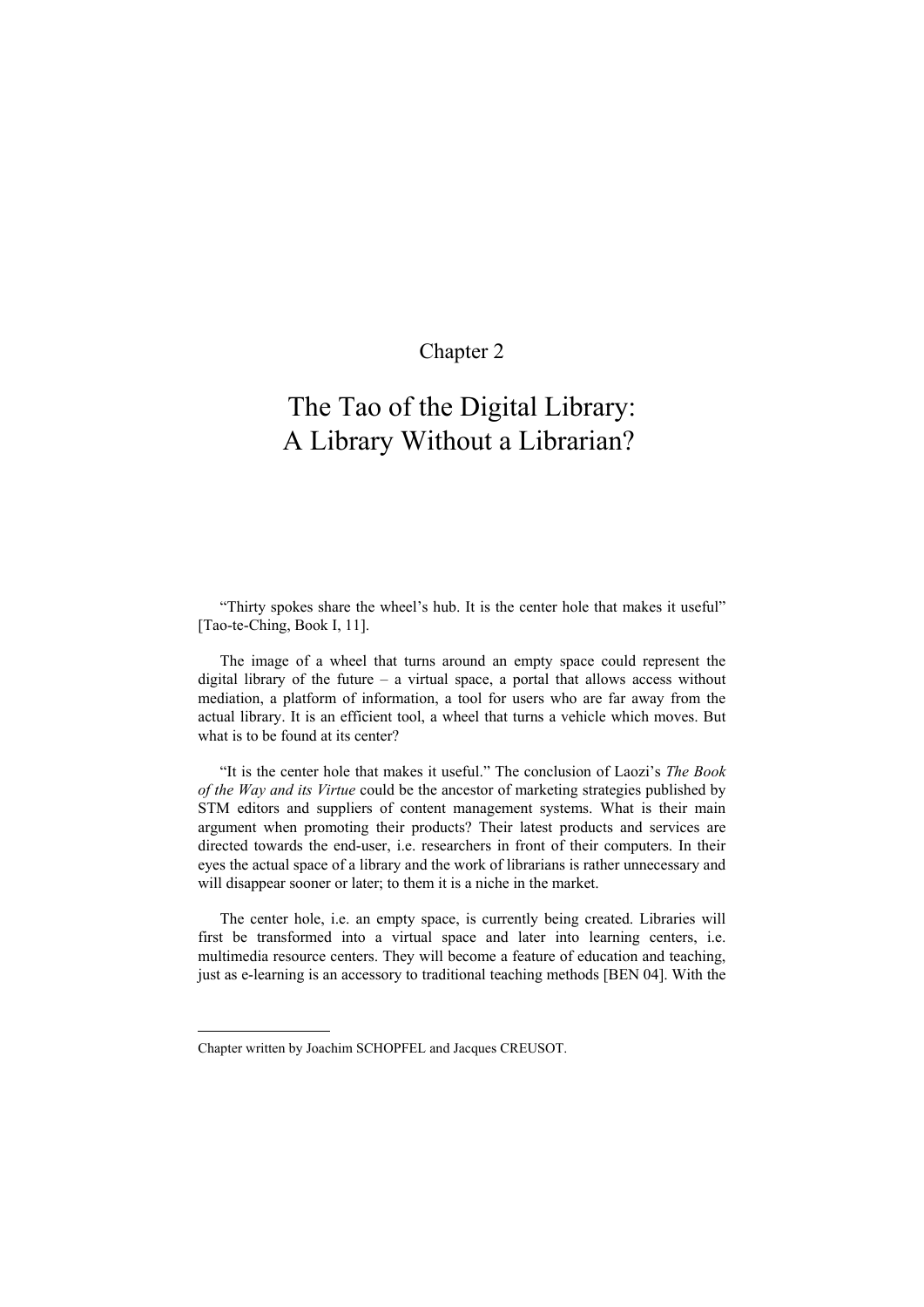Chapter 2

# The Tao of the Digital Library: A Library Without a Librarian?

"Thirty spokes share the wheel's hub. It is the center hole that makes it useful" [Tao-te-Ching, Book I, 11].

The image of a wheel that turns around an empty space could represent the digital library of the future – a virtual space, a portal that allows access without mediation, a platform of information, a tool for users who are far away from the actual library. It is an efficient tool, a wheel that turns a vehicle which moves. But what is to be found at its center?

"It is the center hole that makes it useful." The conclusion of Laozi's *The Book of the Way and its Virtue* could be the ancestor of marketing strategies published by STM editors and suppliers of content management systems. What is their main argument when promoting their products? Their latest products and services are directed towards the end-user, i.e. researchers in front of their computers. In their eyes the actual space of a library and the work of librarians is rather unnecessary and will disappear sooner or later; to them it is a niche in the market.

The center hole, i.e. an empty space, is currently being created. Libraries will first be transformed into a virtual space and later into learning centers, i.e. multimedia resource centers. They will become a feature of education and teaching, just as e-learning is an accessory to traditional teaching methods [BEN 04]. With the

---

Chapter written by Joachim SCHOPFEL and Jacques CREUSOT.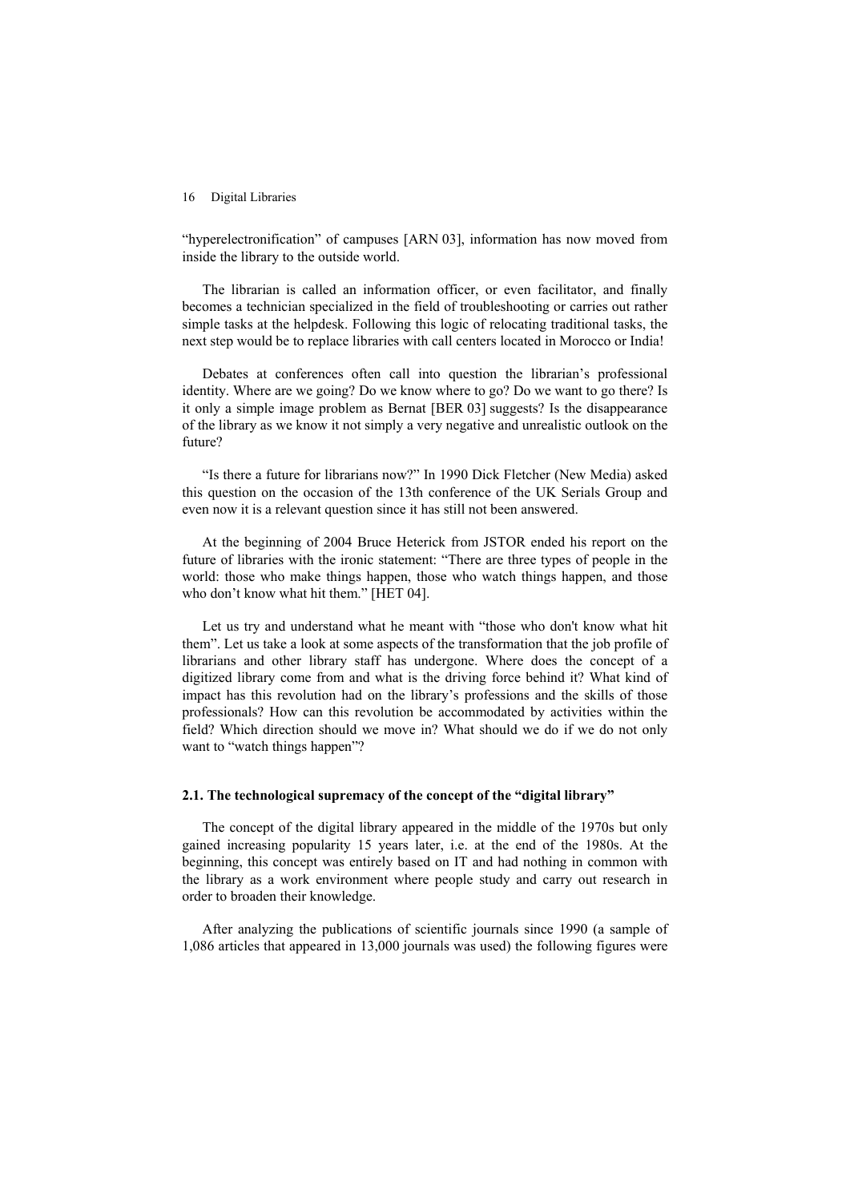“hyperelectronification” of campuses [ARN 03], information has now moved from inside the library to the outside world.

The librarian is called an information officer, or even facilitator, and finally becomes a technician specialized in the field of troubleshooting or carries out rather simple tasks at the helpdesk. Following this logic of relocating traditional tasks, the next step would be to replace libraries with call centers located in Morocco or India!

Debates at conferences often call into question the librarian’s professional identity. Where are we going? Do we know where to go? Do we want to go there? Is it only a simple image problem as Bernat [BER 03] suggests? Is the disappearance of the library as we know it not simply a very negative and unrealistic outlook on the future?

“Is there a future for librarians now?” In 1990 Dick Fletcher (New Media) asked this question on the occasion of the 13th conference of the UK Serials Group and even now it is a relevant question since it has still not been answered.

At the beginning of 2004 Bruce Heterick from JSTOR ended his report on the future of libraries with the ironic statement: “There are three types of people in the world: those who make things happen, those who watch things happen, and those who don’t know what hit them.” [HET 04].

Let us try and understand what he meant with “those who don't know what hit them”. Let us take a look at some aspects of the transformation that the job profile of librarians and other library staff has undergone. Where does the concept of a digitized library come from and what is the driving force behind it? What kind of impact has this revolution had on the library’s professions and the skills of those professionals? How can this revolution be accommodated by activities within the field? Which direction should we move in? What should we do if we do not only want to “watch things happen”?

### 2.1. The technological supremacy of the concept of the “digital library”

The concept of the digital library appeared in the middle of the 1970s but only gained increasing popularity 15 years later, i.e. at the end of the 1980s. At the beginning, this concept was entirely based on IT and had nothing in common with the library as a work environment where people study and carry out research in order to broaden their knowledge.

After analyzing the publications of scientific journals since 1990 (a sample of 1,086 articles that appeared in 13,000 journals was used) the following figures were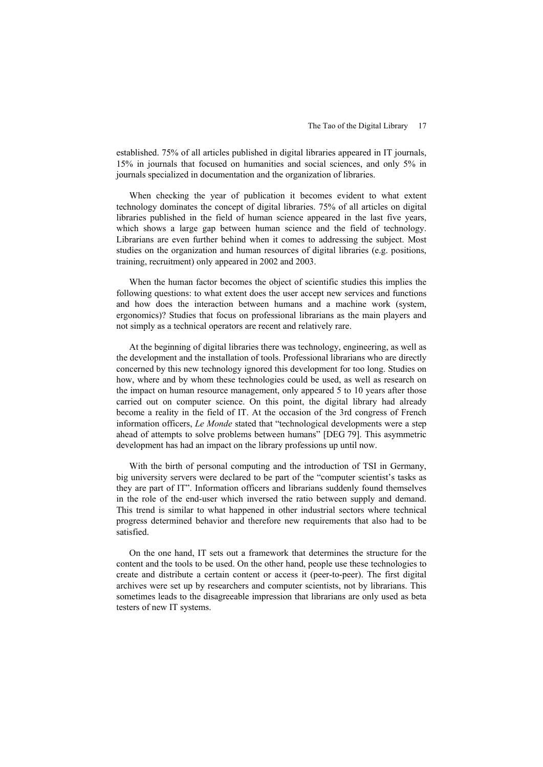established. 75% of all articles published in digital libraries appeared in IT journals, 15% in journals that focused on humanities and social sciences, and only 5% in journals specialized in documentation and the organization of libraries.

When checking the year of publication it becomes evident to what extent technology dominates the concept of digital libraries. 75% of all articles on digital libraries published in the field of human science appeared in the last five years, which shows a large gap between human science and the field of technology. Librarians are even further behind when it comes to addressing the subject. Most studies on the organization and human resources of digital libraries (e.g. positions, training, recruitment) only appeared in 2002 and 2003.

When the human factor becomes the object of scientific studies this implies the following questions: to what extent does the user accept new services and functions and how does the interaction between humans and a machine work (system, ergonomics)? Studies that focus on professional librarians as the main players and not simply as a technical operators are recent and relatively rare.

At the beginning of digital libraries there was technology, engineering, as well as the development and the installation of tools. Professional librarians who are directly concerned by this new technology ignored this development for too long. Studies on how, where and by whom these technologies could be used, as well as research on the impact on human resource management, only appeared 5 to 10 years after those carried out on computer science. On this point, the digital library had already become a reality in the field of IT. At the occasion of the 3rd congress of French information officers, *Le Monde* stated that "technological developments were a step ahead of attempts to solve problems between humans" [DEG 79]. This asymmetric development has had an impact on the library professions up until now.

With the birth of personal computing and the introduction of TSI in Germany, big university servers were declared to be part of the "computer scientist's tasks as they are part of IT". Information officers and librarians suddenly found themselves in the role of the end-user which inversed the ratio between supply and demand. This trend is similar to what happened in other industrial sectors where technical progress determined behavior and therefore new requirements that also had to be satisfied.

On the one hand, IT sets out a framework that determines the structure for the content and the tools to be used. On the other hand, people use these technologies to create and distribute a certain content or access it (peer-to-peer). The first digital archives were set up by researchers and computer scientists, not by librarians. This sometimes leads to the disagreeable impression that librarians are only used as beta testers of new IT systems.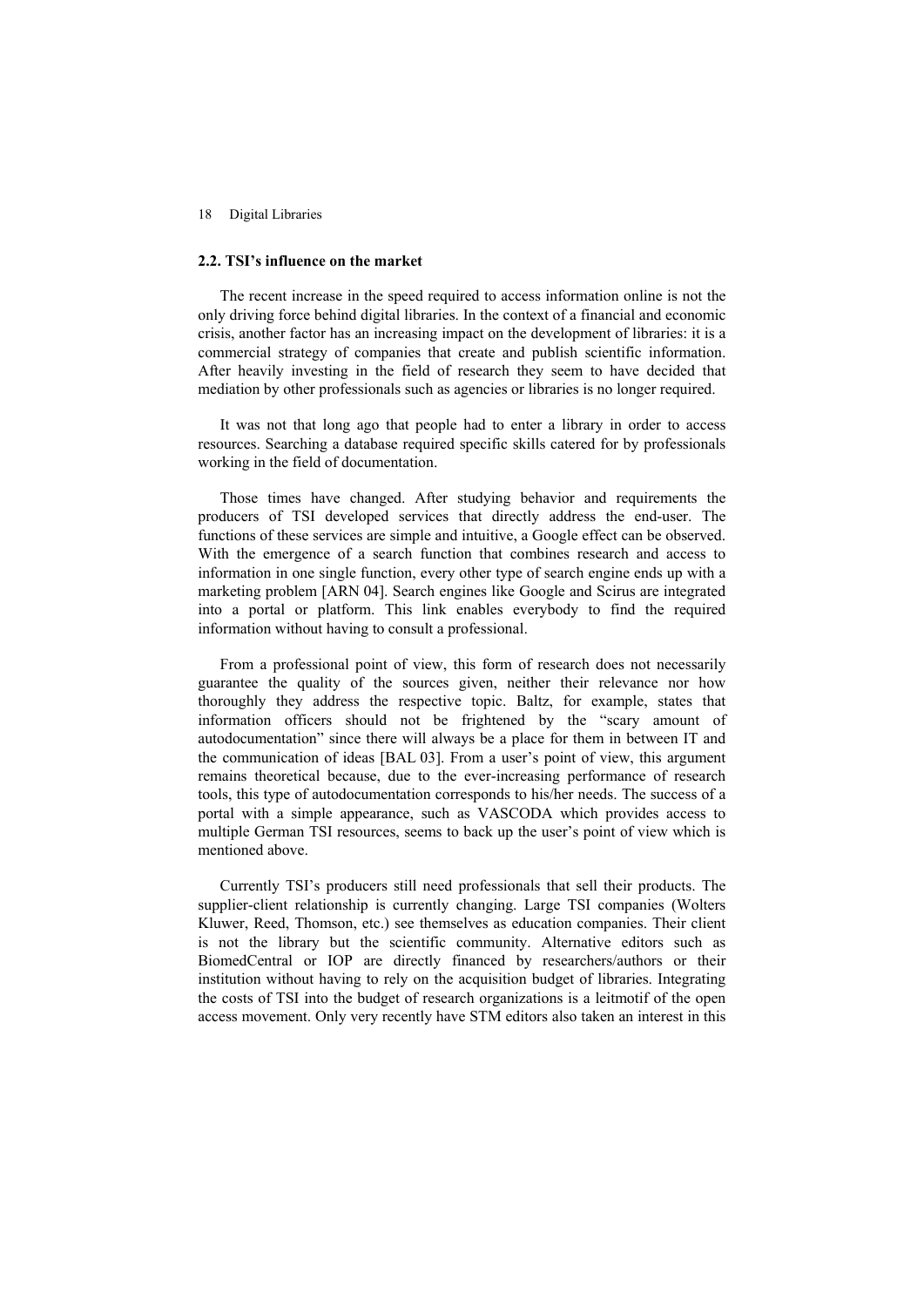### 2.2. TSI's influence on the market

The recent increase in the speed required to access information online is not the only driving force behind digital libraries. In the context of a financial and economic crisis, another factor has an increasing impact on the development of libraries: it is a commercial strategy of companies that create and publish scientific information. After heavily investing in the field of research they seem to have decided that mediation by other professionals such as agencies or libraries is no longer required.

It was not that long ago that people had to enter a library in order to access resources. Searching a database required specific skills catered for by professionals working in the field of documentation.

Those times have changed. After studying behavior and requirements the producers of TSI developed services that directly address the end-user. The functions of these services are simple and intuitive, a Google effect can be observed. With the emergence of a search function that combines research and access to information in one single function, every other type of search engine ends up with a marketing problem [ARN 04]. Search engines like Google and Scirus are integrated into a portal or platform. This link enables everybody to find the required information without having to consult a professional.

From a professional point of view, this form of research does not necessarily guarantee the quality of the sources given, neither their relevance nor how thoroughly they address the respective topic. Baltz, for example, states that information officers should not be frightened by the "scary amount of autodocumentation" since there will always be a place for them in between IT and the communication of ideas [BAL 03]. From a user's point of view, this argument remains theoretical because, due to the ever-increasing performance of research tools, this type of autodocumentation corresponds to his/her needs. The success of a portal with a simple appearance, such as VASCODA which provides access to multiple German TSI resources, seems to back up the user's point of view which is mentioned above.

Currently TSI's producers still need professionals that sell their products. The supplier-client relationship is currently changing. Large TSI companies (Wolters Kluwer, Reed, Thomson, etc.) see themselves as education companies. Their client is not the library but the scientific community. Alternative editors such as BiomedCentral or IOP are directly financed by researchers/authors or their institution without having to rely on the acquisition budget of libraries. Integrating the costs of TSI into the budget of research organizations is a leitmotif of the open access movement. Only very recently have STM editors also taken an interest in this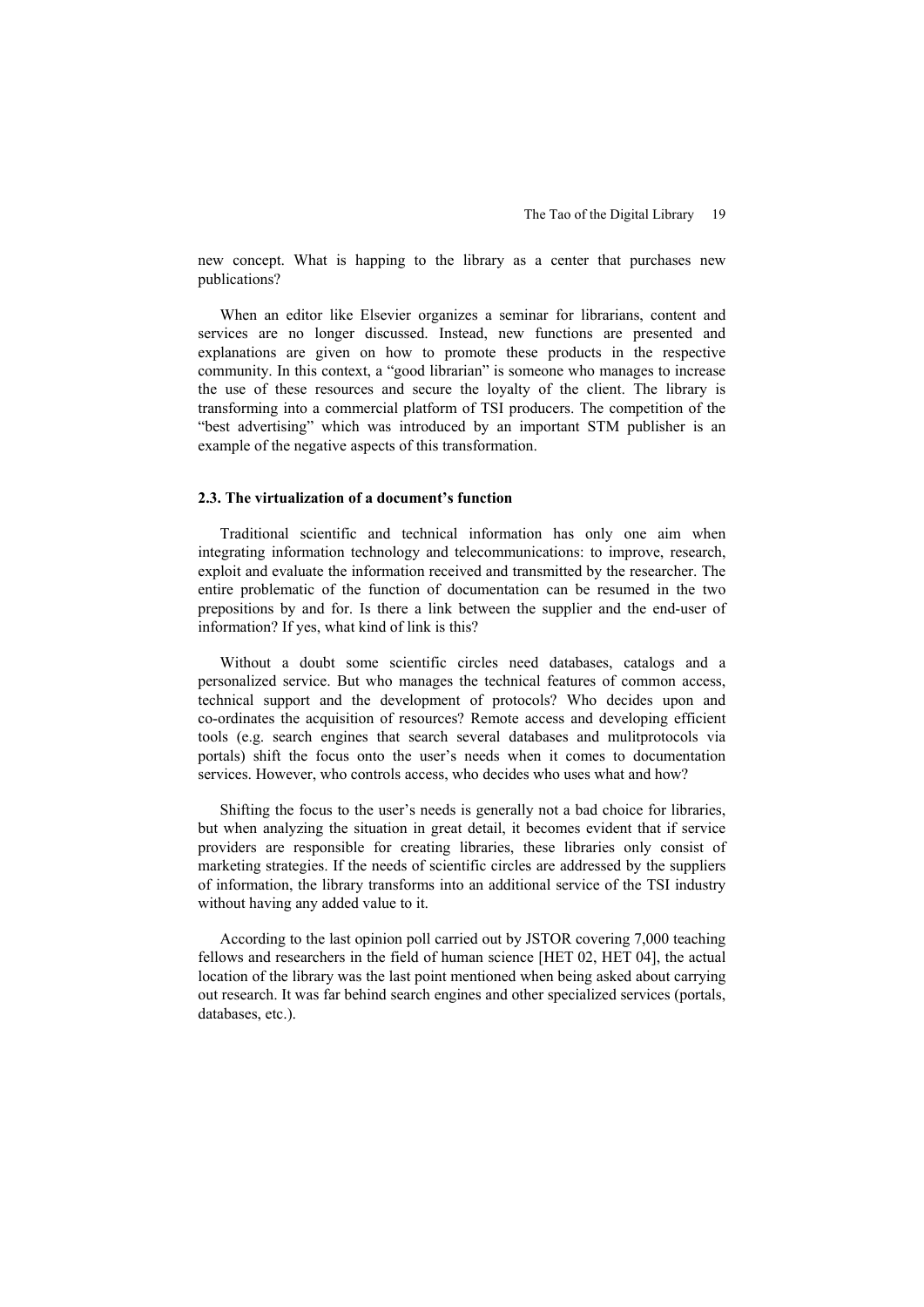new concept. What is happing to the library as a center that purchases new publications?

When an editor like Elsevier organizes a seminar for librarians, content and services are no longer discussed. Instead, new functions are presented and explanations are given on how to promote these products in the respective community. In this context, a "good librarian" is someone who manages to increase the use of these resources and secure the loyalty of the client. The library is transforming into a commercial platform of TSI producers. The competition of the "best advertising" which was introduced by an important STM publisher is an example of the negative aspects of this transformation.

### 2.3. The virtualization of a document's function

Traditional scientific and technical information has only one aim when integrating information technology and telecommunications: to improve, research, exploit and evaluate the information received and transmitted by the researcher. The entire problematic of the function of documentation can be resumed in the two prepositions by and for. Is there a link between the supplier and the end-user of information? If yes, what kind of link is this?

Without a doubt some scientific circles need databases, catalogs and a personalized service. But who manages the technical features of common access, technical support and the development of protocols? Who decides upon and co-ordinates the acquisition of resources? Remote access and developing efficient tools (e.g. search engines that search several databases and mulitprotocols via portals) shift the focus onto the user's needs when it comes to documentation services. However, who controls access, who decides who uses what and how?

Shifting the focus to the user's needs is generally not a bad choice for libraries, but when analyzing the situation in great detail, it becomes evident that if service providers are responsible for creating libraries, these libraries only consist of marketing strategies. If the needs of scientific circles are addressed by the suppliers of information, the library transforms into an additional service of the TSI industry without having any added value to it.

According to the last opinion poll carried out by JSTOR covering 7,000 teaching fellows and researchers in the field of human science [HET 02, HET 04], the actual location of the library was the last point mentioned when being asked about carrying out research. It was far behind search engines and other specialized services (portals, databases, etc.).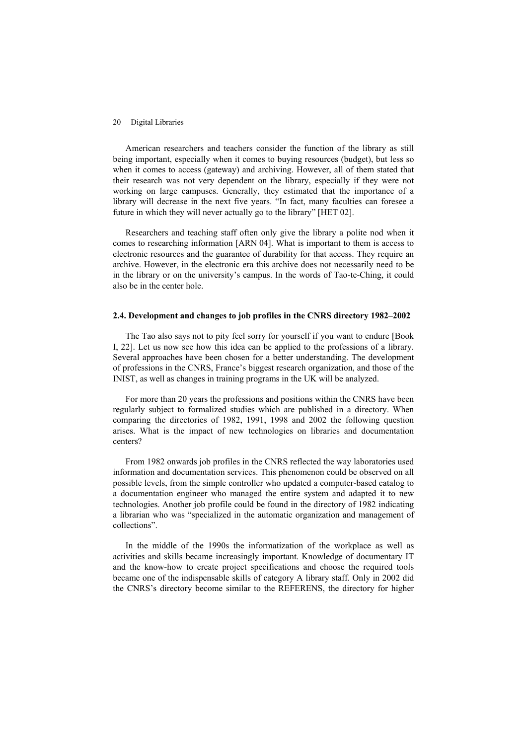American researchers and teachers consider the function of the library as still being important, especially when it comes to buying resources (budget), but less so when it comes to access (gateway) and archiving. However, all of them stated that their research was not very dependent on the library, especially if they were not working on large campuses. Generally, they estimated that the importance of a library will decrease in the next five years. "In fact, many faculties can foresee a future in which they will never actually go to the library" [HET 02].

Researchers and teaching staff often only give the library a polite nod when it comes to researching information [ARN 04]. What is important to them is access to electronic resources and the guarantee of durability for that access. They require an archive. However, in the electronic era this archive does not necessarily need to be in the library or on the university's campus. In the words of Tao-te-Ching, it could also be in the center hole.

### 2.4. Development and changes to job profiles in the CNRS directory 1982–2002

The Tao also says not to pity feel sorry for yourself if you want to endure [Book I, 22]. Let us now see how this idea can be applied to the professions of a library. Several approaches have been chosen for a better understanding. The development of professions in the CNRS, France's biggest research organization, and those of the INIST, as well as changes in training programs in the UK will be analyzed.

For more than 20 years the professions and positions within the CNRS have been regularly subject to formalized studies which are published in a directory. When comparing the directories of 1982, 1991, 1998 and 2002 the following question arises. What is the impact of new technologies on libraries and documentation centers?

From 1982 onwards job profiles in the CNRS reflected the way laboratories used information and documentation services. This phenomenon could be observed on all possible levels, from the simple controller who updated a computer-based catalog to a documentation engineer who managed the entire system and adapted it to new technologies. Another job profile could be found in the directory of 1982 indicating a librarian who was "specialized in the automatic organization and management of collections".

In the middle of the 1990s the informatization of the workplace as well as activities and skills became increasingly important. Knowledge of documentary IT and the know-how to create project specifications and choose the required tools became one of the indispensable skills of category A library staff. Only in 2002 did the CNRS's directory become similar to the REFERENS, the directory for higher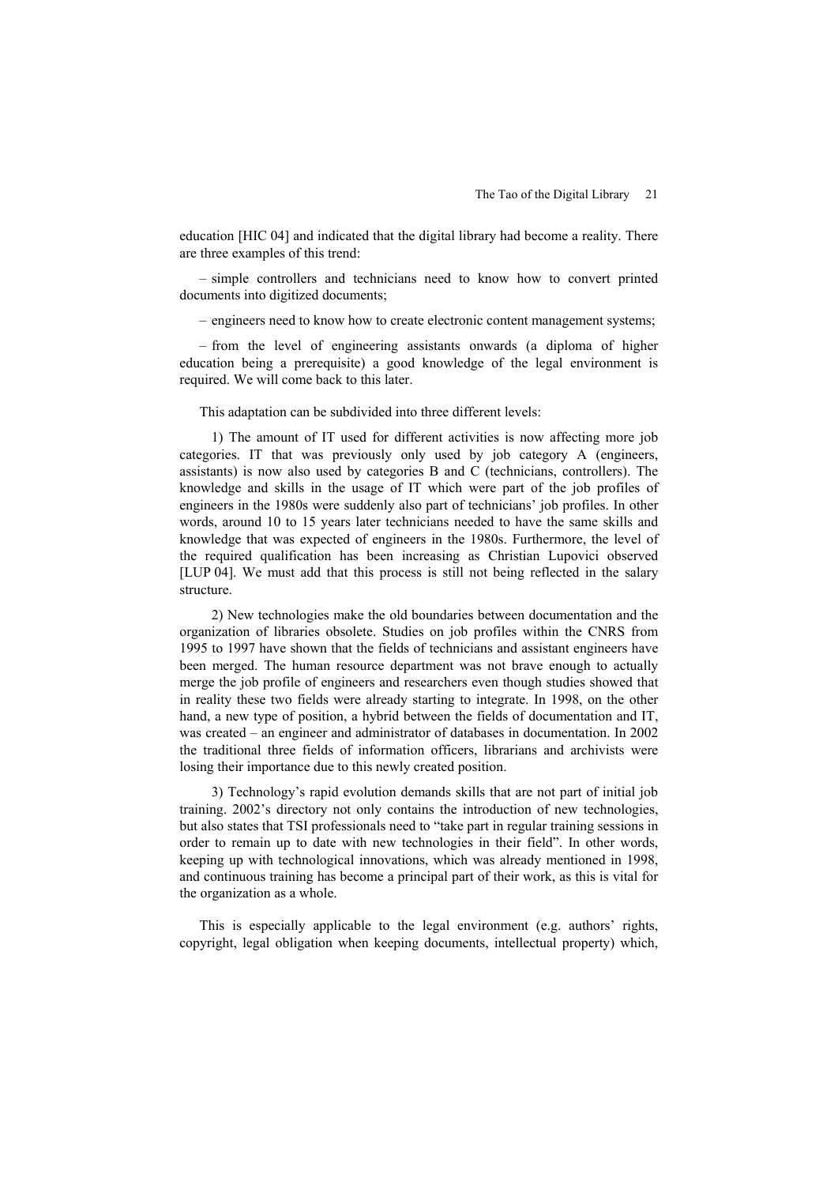education [HIC 04] and indicated that the digital library had become a reality. There are three examples of this trend:

– simple controllers and technicians need to know how to convert printed documents into digitized documents;

– engineers need to know how to create electronic content management systems;

– from the level of engineering assistants onwards (a diploma of higher education being a prerequisite) a good knowledge of the legal environment is required. We will come back to this later.

This adaptation can be subdivided into three different levels:

1) The amount of IT used for different activities is now affecting more job categories. IT that was previously only used by job category A (engineers, assistants) is now also used by categories B and C (technicians, controllers). The knowledge and skills in the usage of IT which were part of the job profiles of engineers in the 1980s were suddenly also part of technicians' job profiles. In other words, around 10 to 15 years later technicians needed to have the same skills and knowledge that was expected of engineers in the 1980s. Furthermore, the level of the required qualification has been increasing as Christian Lupovici observed [LUP 04]. We must add that this process is still not being reflected in the salary structure.

2) New technologies make the old boundaries between documentation and the organization of libraries obsolete. Studies on job profiles within the CNRS from 1995 to 1997 have shown that the fields of technicians and assistant engineers have been merged. The human resource department was not brave enough to actually merge the job profile of engineers and researchers even though studies showed that in reality these two fields were already starting to integrate. In 1998, on the other hand, a new type of position, a hybrid between the fields of documentation and IT, was created – an engineer and administrator of databases in documentation. In 2002 the traditional three fields of information officers, librarians and archivists were losing their importance due to this newly created position.

3) Technology's rapid evolution demands skills that are not part of initial job training. 2002's directory not only contains the introduction of new technologies, but also states that TSI professionals need to "take part in regular training sessions in order to remain up to date with new technologies in their field". In other words, keeping up with technological innovations, which was already mentioned in 1998, and continuous training has become a principal part of their work, as this is vital for the organization as a whole.

This is especially applicable to the legal environment (e.g. authors' rights, copyright, legal obligation when keeping documents, intellectual property) which,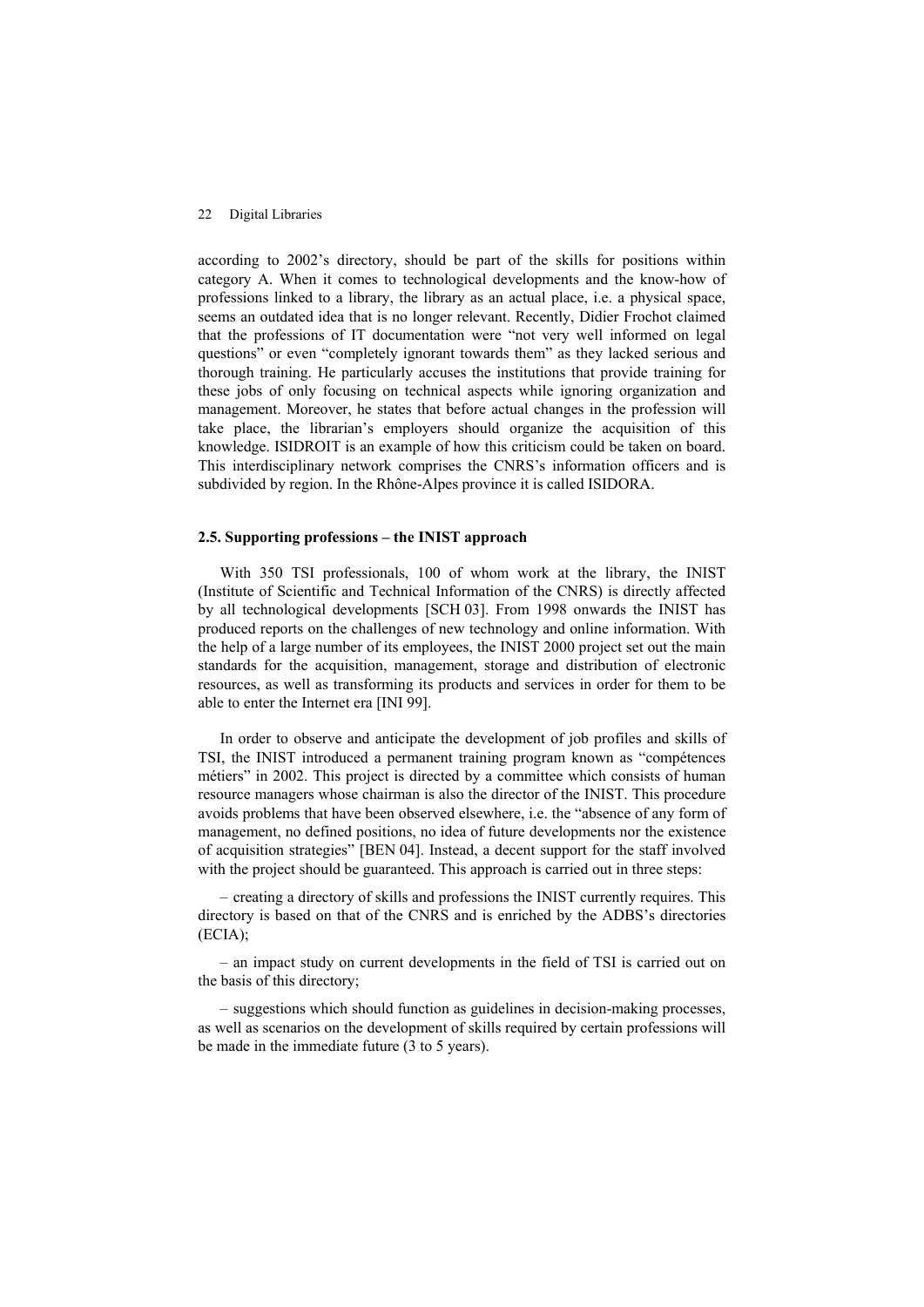according to 2002's directory, should be part of the skills for positions within category A. When it comes to technological developments and the know-how of professions linked to a library, the library as an actual place, i.e. a physical space, seems an outdated idea that is no longer relevant. Recently, Didier Frochot claimed that the professions of IT documentation were "not very well informed on legal questions" or even "completely ignorant towards them" as they lacked serious and thorough training. He particularly accuses the institutions that provide training for these jobs of only focusing on technical aspects while ignoring organization and management. Moreover, he states that before actual changes in the profession will take place, the librarian's employers should organize the acquisition of this knowledge. ISIDROIT is an example of how this criticism could be taken on board. This interdisciplinary network comprises the CNRS's information officers and is subdivided by region. In the Rhône-Alpes province it is called ISIDORA.

### 2.5. Supporting professions – the INIST approach

With 350 TSI professionals, 100 of whom work at the library, the INIST (Institute of Scientific and Technical Information of the CNRS) is directly affected by all technological developments [SCH 03]. From 1998 onwards the INIST has produced reports on the challenges of new technology and online information. With the help of a large number of its employees, the INIST 2000 project set out the main standards for the acquisition, management, storage and distribution of electronic resources, as well as transforming its products and services in order for them to be able to enter the Internet era [INI 99].

In order to observe and anticipate the development of job profiles and skills of TSI, the INIST introduced a permanent training program known as "compétences métiers" in 2002. This project is directed by a committee which consists of human resource managers whose chairman is also the director of the INIST. This procedure avoids problems that have been observed elsewhere, i.e. the "absence of any form of management, no defined positions, no idea of future developments nor the existence of acquisition strategies" [BEN 04]. Instead, a decent support for the staff involved with the project should be guaranteed. This approach is carried out in three steps:

– creating a directory of skills and professions the INIST currently requires. This directory is based on that of the CNRS and is enriched by the ADBS's directories (ECIA);

– an impact study on current developments in the field of TSI is carried out on the basis of this directory;

– suggestions which should function as guidelines in decision-making processes, as well as scenarios on the development of skills required by certain professions will be made in the immediate future (3 to 5 years).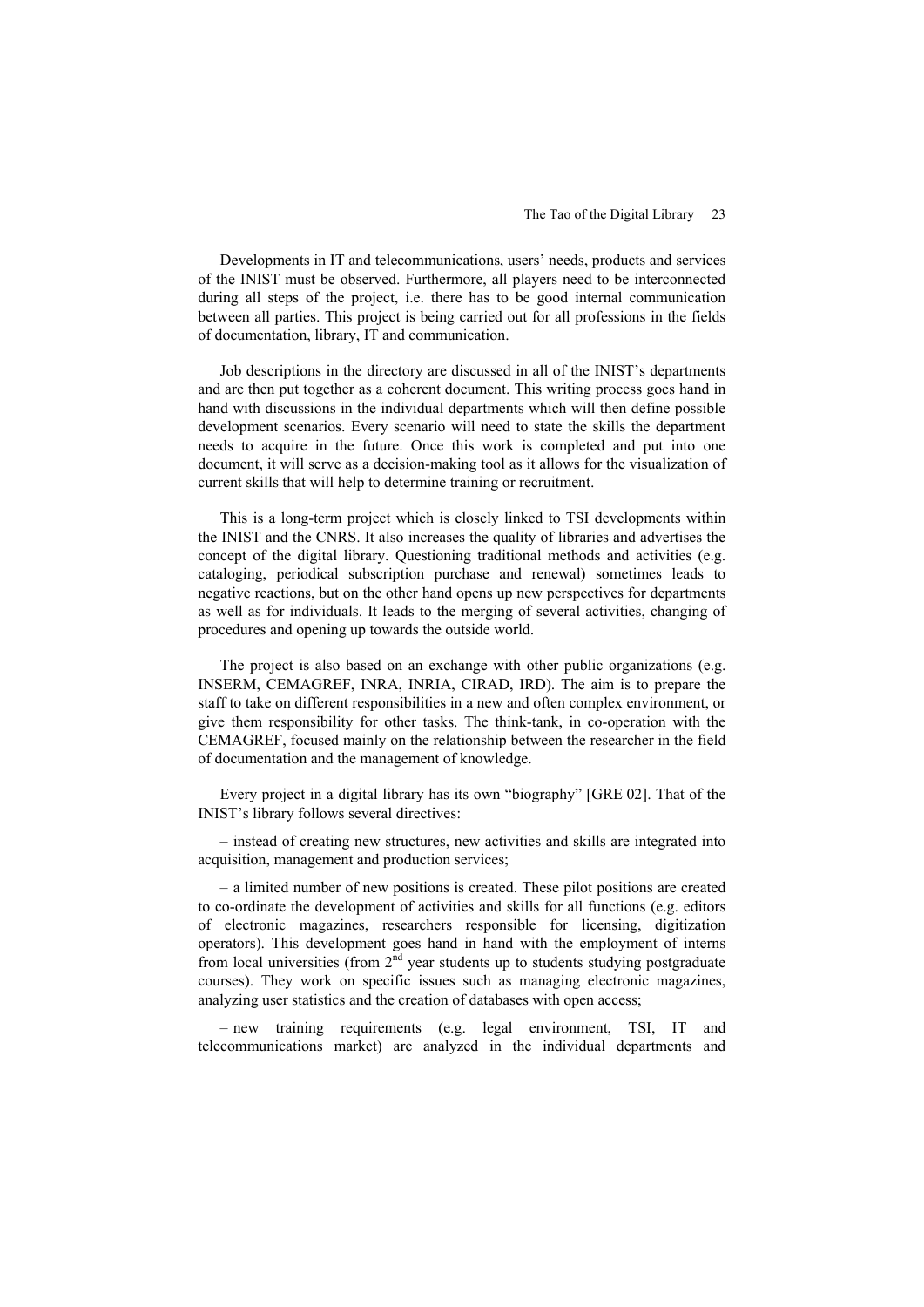Developments in IT and telecommunications, users' needs, products and services of the INIST must be observed. Furthermore, all players need to be interconnected during all steps of the project, i.e. there has to be good internal communication between all parties. This project is being carried out for all professions in the fields of documentation, library, IT and communication.

Job descriptions in the directory are discussed in all of the INIST's departments and are then put together as a coherent document. This writing process goes hand in hand with discussions in the individual departments which will then define possible development scenarios. Every scenario will need to state the skills the department needs to acquire in the future. Once this work is completed and put into one document, it will serve as a decision-making tool as it allows for the visualization of current skills that will help to determine training or recruitment.

This is a long-term project which is closely linked to TSI developments within the INIST and the CNRS. It also increases the quality of libraries and advertises the concept of the digital library. Questioning traditional methods and activities (e.g. cataloging, periodical subscription purchase and renewal) sometimes leads to negative reactions, but on the other hand opens up new perspectives for departments as well as for individuals. It leads to the merging of several activities, changing of procedures and opening up towards the outside world.

The project is also based on an exchange with other public organizations (e.g. INSERM, CEMAGREF, INRA, INRIA, CIRAD, IRD). The aim is to prepare the staff to take on different responsibilities in a new and often complex environment, or give them responsibility for other tasks. The think-tank, in co-operation with the CEMAGREF, focused mainly on the relationship between the researcher in the field of documentation and the management of knowledge.

Every project in a digital library has its own "biography" [GRE 02]. That of the INIST's library follows several directives:

– instead of creating new structures, new activities and skills are integrated into acquisition, management and production services;

– a limited number of new positions is created. These pilot positions are created to co-ordinate the development of activities and skills for all functions (e.g. editors of electronic magazines, researchers responsible for licensing, digitization operators). This development goes hand in hand with the employment of interns from local universities (from 2nd year students up to students studying postgraduate courses). They work on specific issues such as managing electronic magazines, analyzing user statistics and the creation of databases with open access;

– new training requirements (e.g. legal environment, TSI, IT and telecommunications market) are analyzed in the individual departments and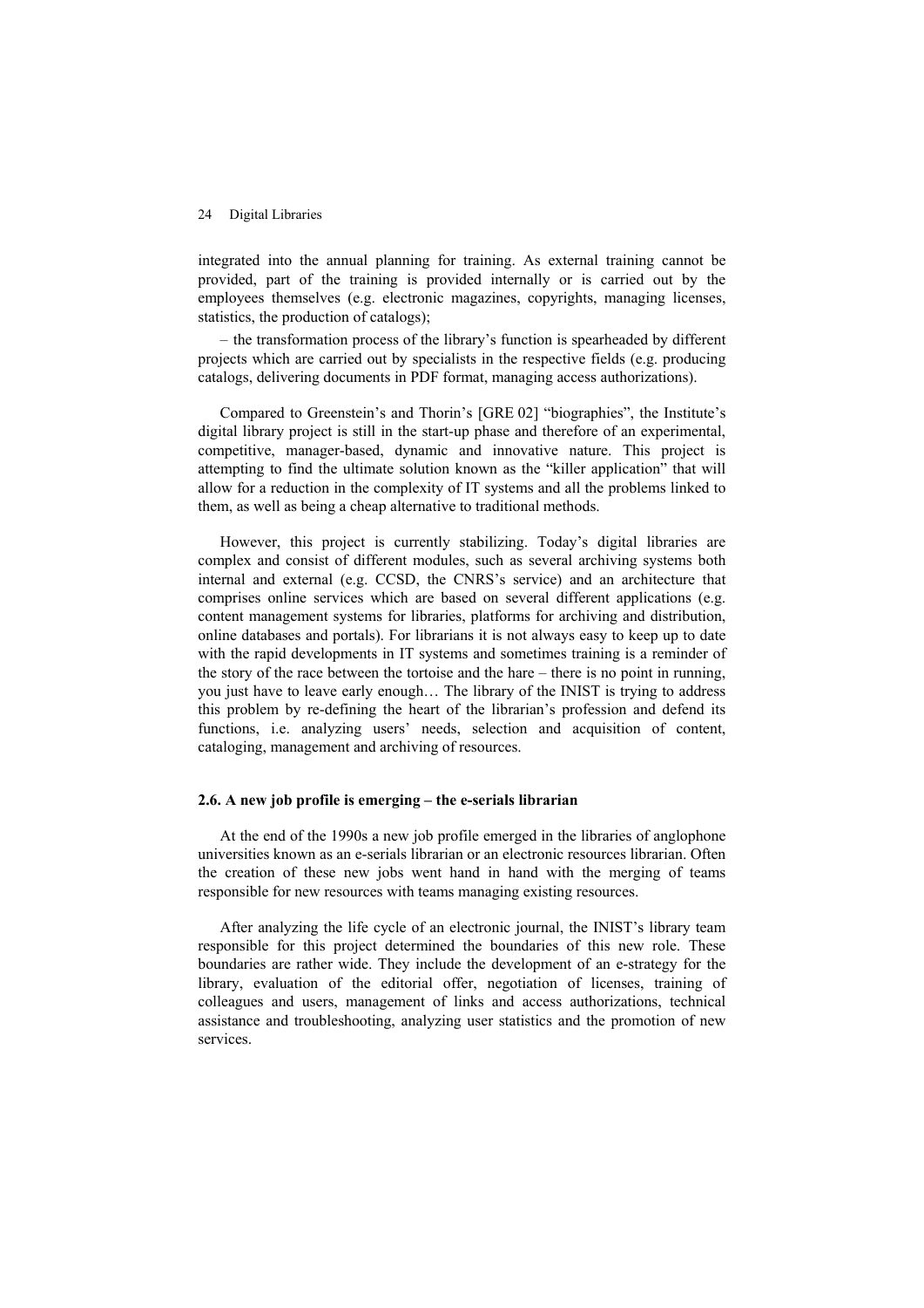integrated into the annual planning for training. As external training cannot be provided, part of the training is provided internally or is carried out by the employees themselves (e.g. electronic magazines, copyrights, managing licenses, statistics, the production of catalogs);

– the transformation process of the library's function is spearheaded by different projects which are carried out by specialists in the respective fields (e.g. producing catalogs, delivering documents in PDF format, managing access authorizations).

Compared to Greenstein's and Thorin's [GRE 02] "biographies", the Institute's digital library project is still in the start-up phase and therefore of an experimental, competitive, manager-based, dynamic and innovative nature. This project is attempting to find the ultimate solution known as the "killer application" that will allow for a reduction in the complexity of IT systems and all the problems linked to them, as well as being a cheap alternative to traditional methods.

However, this project is currently stabilizing. Today's digital libraries are complex and consist of different modules, such as several archiving systems both internal and external (e.g. CCSD, the CNRS's service) and an architecture that comprises online services which are based on several different applications (e.g. content management systems for libraries, platforms for archiving and distribution, online databases and portals). For librarians it is not always easy to keep up to date with the rapid developments in IT systems and sometimes training is a reminder of the story of the race between the tortoise and the hare – there is no point in running, you just have to leave early enough… The library of the INIST is trying to address this problem by re-defining the heart of the librarian's profession and defend its functions, i.e. analyzing users' needs, selection and acquisition of content, cataloging, management and archiving of resources.

### 2.6. A new job profile is emerging – the e-serials librarian

At the end of the 1990s a new job profile emerged in the libraries of anglophone universities known as an e-serials librarian or an electronic resources librarian. Often the creation of these new jobs went hand in hand with the merging of teams responsible for new resources with teams managing existing resources.

After analyzing the life cycle of an electronic journal, the INIST's library team responsible for this project determined the boundaries of this new role. These boundaries are rather wide. They include the development of an e-strategy for the library, evaluation of the editorial offer, negotiation of licenses, training of colleagues and users, management of links and access authorizations, technical assistance and troubleshooting, analyzing user statistics and the promotion of new services.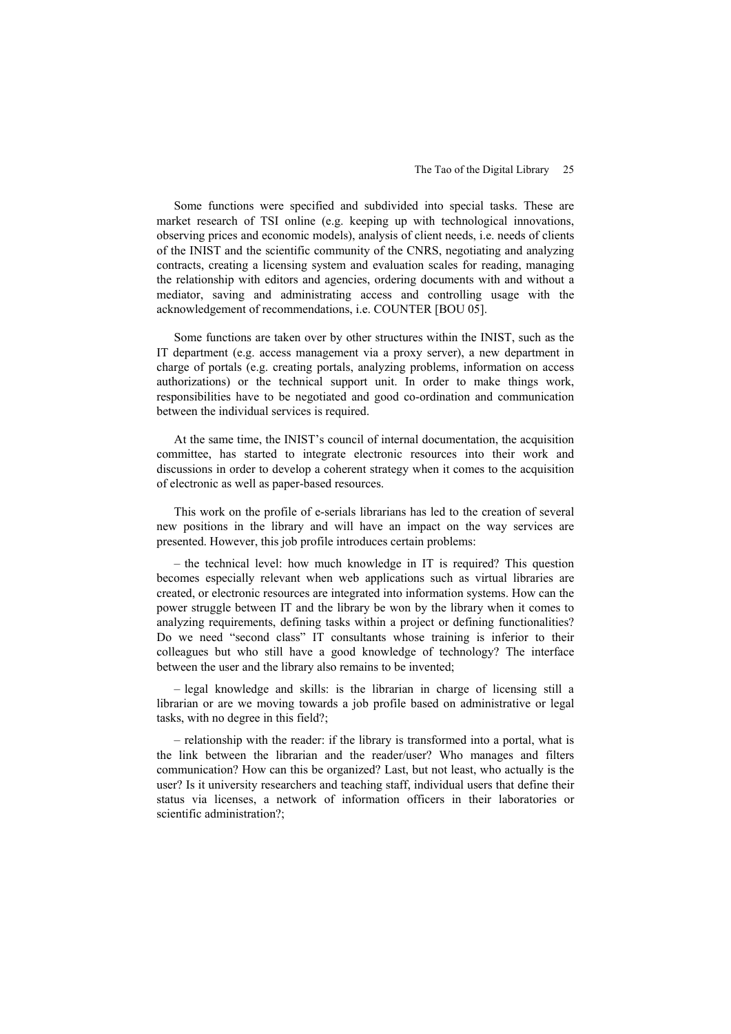Some functions were specified and subdivided into special tasks. These are market research of TSI online (e.g. keeping up with technological innovations, observing prices and economic models), analysis of client needs, i.e. needs of clients of the INIST and the scientific community of the CNRS, negotiating and analyzing contracts, creating a licensing system and evaluation scales for reading, managing the relationship with editors and agencies, ordering documents with and without a mediator, saving and administrating access and controlling usage with the acknowledgement of recommendations, i.e. COUNTER [BOU 05].

Some functions are taken over by other structures within the INIST, such as the IT department (e.g. access management via a proxy server), a new department in charge of portals (e.g. creating portals, analyzing problems, information on access authorizations) or the technical support unit. In order to make things work, responsibilities have to be negotiated and good co-ordination and communication between the individual services is required.

At the same time, the INIST's council of internal documentation, the acquisition committee, has started to integrate electronic resources into their work and discussions in order to develop a coherent strategy when it comes to the acquisition of electronic as well as paper-based resources.

This work on the profile of e-serials librarians has led to the creation of several new positions in the library and will have an impact on the way services are presented. However, this job profile introduces certain problems:

– the technical level: how much knowledge in IT is required? This question becomes especially relevant when web applications such as virtual libraries are created, or electronic resources are integrated into information systems. How can the power struggle between IT and the library be won by the library when it comes to analyzing requirements, defining tasks within a project or defining functionalities? Do we need "second class" IT consultants whose training is inferior to their colleagues but who still have a good knowledge of technology? The interface between the user and the library also remains to be invented;

– legal knowledge and skills: is the librarian in charge of licensing still a librarian or are we moving towards a job profile based on administrative or legal tasks, with no degree in this field?;

– relationship with the reader: if the library is transformed into a portal, what is the link between the librarian and the reader/user? Who manages and filters communication? How can this be organized? Last, but not least, who actually is the user? Is it university researchers and teaching staff, individual users that define their status via licenses, a network of information officers in their laboratories or scientific administration?;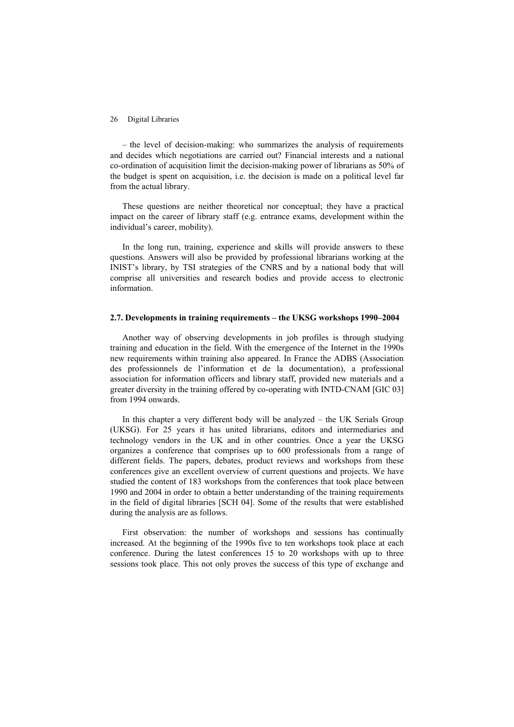– the level of decision-making: who summarizes the analysis of requirements and decides which negotiations are carried out? Financial interests and a national co-ordination of acquisition limit the decision-making power of librarians as 50% of the budget is spent on acquisition, i.e. the decision is made on a political level far from the actual library.

These questions are neither theoretical nor conceptual; they have a practical impact on the career of library staff (e.g. entrance exams, development within the individual's career, mobility).

In the long run, training, experience and skills will provide answers to these questions. Answers will also be provided by professional librarians working at the INIST's library, by TSI strategies of the CNRS and by a national body that will comprise all universities and research bodies and provide access to electronic information.

## 2.7. Developments in training requirements – the UKSG workshops 1990–2004

Another way of observing developments in job profiles is through studying training and education in the field. With the emergence of the Internet in the 1990s new requirements within training also appeared. In France the ADBS (Association des professionnels de l'information et de la documentation), a professional association for information officers and library staff, provided new materials and a greater diversity in the training offered by co-operating with INTD-CNAM [GIC 03] from 1994 onwards.

In this chapter a very different body will be analyzed – the UK Serials Group (UKSG). For 25 years it has united librarians, editors and intermediaries and technology vendors in the UK and in other countries. Once a year the UKSG organizes a conference that comprises up to 600 professionals from a range of different fields. The papers, debates, product reviews and workshops from these conferences give an excellent overview of current questions and projects. We have studied the content of 183 workshops from the conferences that took place between 1990 and 2004 in order to obtain a better understanding of the training requirements in the field of digital libraries [SCH 04]. Some of the results that were established during the analysis are as follows.

First observation: the number of workshops and sessions has continually increased. At the beginning of the 1990s five to ten workshops took place at each conference. During the latest conferences 15 to 20 workshops with up to three sessions took place. This not only proves the success of this type of exchange and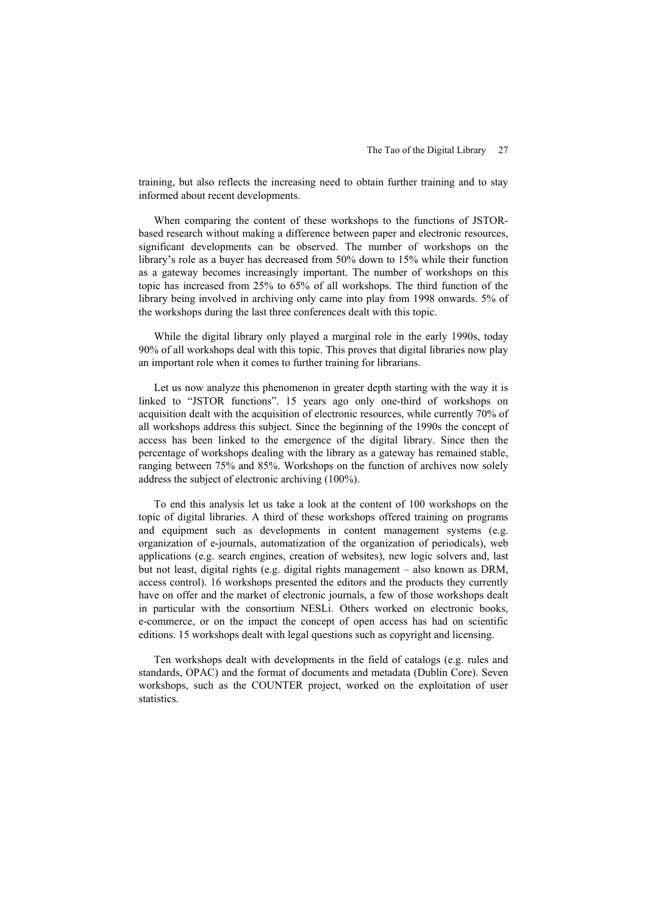training, but also reflects the increasing need to obtain further training and to stay informed about recent developments.

When comparing the content of these workshops to the functions of JSTOR-based research without making a difference between paper and electronic resources, significant developments can be observed. The number of workshops on the library's role as a buyer has decreased from 50% down to 15% while their function as a gateway becomes increasingly important. The number of workshops on this topic has increased from 25% to 65% of all workshops. The third function of the library being involved in archiving only came into play from 1998 onwards. 5% of the workshops during the last three conferences dealt with this topic.

While the digital library only played a marginal role in the early 1990s, today 90% of all workshops deal with this topic. This proves that digital libraries now play an important role when it comes to further training for librarians.

Let us now analyze this phenomenon in greater depth starting with the way it is linked to "JSTOR functions". 15 years ago only one-third of workshops on acquisition dealt with the acquisition of electronic resources, while currently 70% of all workshops address this subject. Since the beginning of the 1990s the concept of access has been linked to the emergence of the digital library. Since then the percentage of workshops dealing with the library as a gateway has remained stable, ranging between 75% and 85%. Workshops on the function of archives now solely address the subject of electronic archiving (100%).

To end this analysis let us take a look at the content of 100 workshops on the topic of digital libraries. A third of these workshops offered training on programs and equipment such as developments in content management systems (e.g. organization of e-journals, automatization of the organization of periodicals), web applications (e.g. search engines, creation of websites), new logic solvers and, last but not least, digital rights (e.g. digital rights management – also known as DRM, access control). 16 workshops presented the editors and the products they currently have on offer and the market of electronic journals, a few of those workshops dealt in particular with the consortium NESLi. Others worked on electronic books, e-commerce, or on the impact the concept of open access has had on scientific editions. 15 workshops dealt with legal questions such as copyright and licensing.

Ten workshops dealt with developments in the field of catalogs (e.g. rules and standards, OPAC) and the format of documents and metadata (Dublin Core). Seven workshops, such as the COUNTER project, worked on the exploitation of user statistics.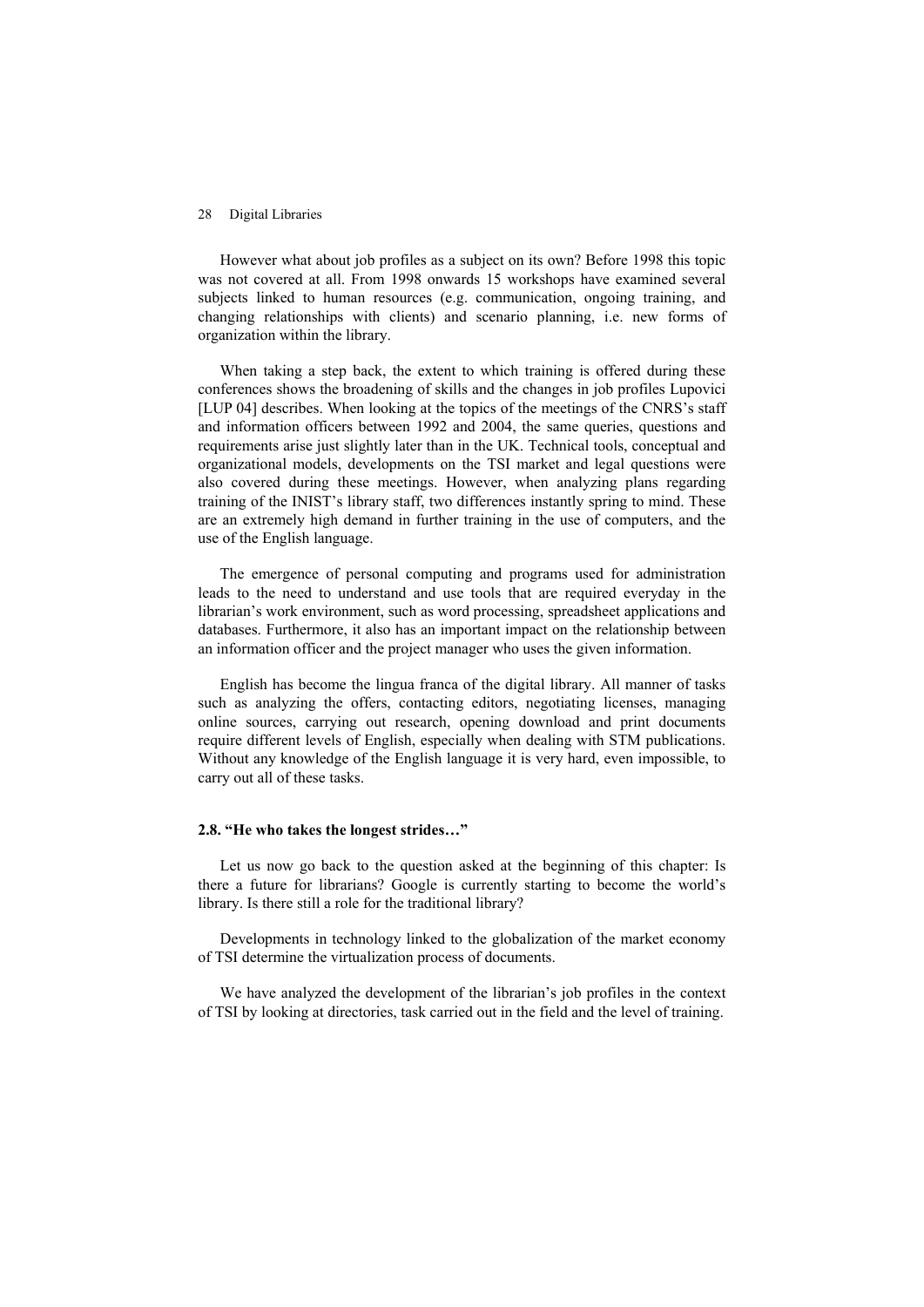However what about job profiles as a subject on its own? Before 1998 this topic was not covered at all. From 1998 onwards 15 workshops have examined several subjects linked to human resources (e.g. communication, ongoing training, and changing relationships with clients) and scenario planning, i.e. new forms of organization within the library.

When taking a step back, the extent to which training is offered during these conferences shows the broadening of skills and the changes in job profiles Lupovici [LUP 04] describes. When looking at the topics of the meetings of the CNRS's staff and information officers between 1992 and 2004, the same queries, questions and requirements arise just slightly later than in the UK. Technical tools, conceptual and organizational models, developments on the TSI market and legal questions were also covered during these meetings. However, when analyzing plans regarding training of the INIST's library staff, two differences instantly spring to mind. These are an extremely high demand in further training in the use of computers, and the use of the English language.

The emergence of personal computing and programs used for administration leads to the need to understand and use tools that are required everyday in the librarian's work environment, such as word processing, spreadsheet applications and databases. Furthermore, it also has an important impact on the relationship between an information officer and the project manager who uses the given information.

English has become the lingua franca of the digital library. All manner of tasks such as analyzing the offers, contacting editors, negotiating licenses, managing online sources, carrying out research, opening download and print documents require different levels of English, especially when dealing with STM publications. Without any knowledge of the English language it is very hard, even impossible, to carry out all of these tasks.

### 2.8. "He who takes the longest strides…"

Let us now go back to the question asked at the beginning of this chapter: Is there a future for librarians? Google is currently starting to become the world's library. Is there still a role for the traditional library?

Developments in technology linked to the globalization of the market economy of TSI determine the virtualization process of documents.

We have analyzed the development of the librarian's job profiles in the context of TSI by looking at directories, task carried out in the field and the level of training.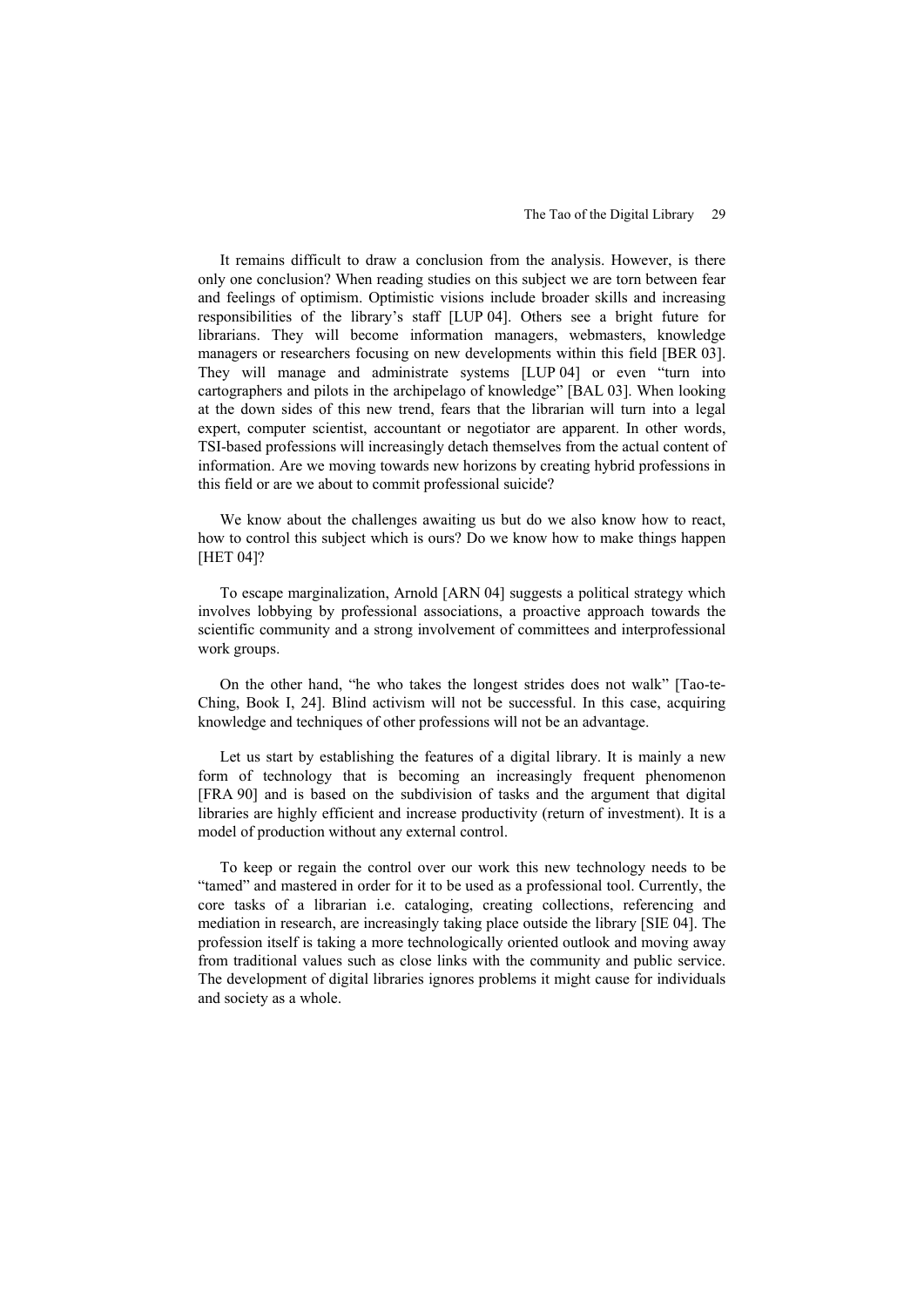It remains difficult to draw a conclusion from the analysis. However, is there only one conclusion? When reading studies on this subject we are torn between fear and feelings of optimism. Optimistic visions include broader skills and increasing responsibilities of the library's staff [LUP 04]. Others see a bright future for librarians. They will become information managers, webmasters, knowledge managers or researchers focusing on new developments within this field [BER 03]. They will manage and administrate systems [LUP 04] or even "turn into cartographers and pilots in the archipelago of knowledge" [BAL 03]. When looking at the down sides of this new trend, fears that the librarian will turn into a legal expert, computer scientist, accountant or negotiator are apparent. In other words, TSI-based professions will increasingly detach themselves from the actual content of information. Are we moving towards new horizons by creating hybrid professions in this field or are we about to commit professional suicide?

We know about the challenges awaiting us but do we also know how to react, how to control this subject which is ours? Do we know how to make things happen [HET 04]?

To escape marginalization, Arnold [ARN 04] suggests a political strategy which involves lobbying by professional associations, a proactive approach towards the scientific community and a strong involvement of committees and interprofessional work groups.

On the other hand, "he who takes the longest strides does not walk" [Tao-te-Ching, Book I, 24]. Blind activism will not be successful. In this case, acquiring knowledge and techniques of other professions will not be an advantage.

Let us start by establishing the features of a digital library. It is mainly a new form of technology that is becoming an increasingly frequent phenomenon [FRA 90] and is based on the subdivision of tasks and the argument that digital libraries are highly efficient and increase productivity (return of investment). It is a model of production without any external control.

To keep or regain the control over our work this new technology needs to be "tamed" and mastered in order for it to be used as a professional tool. Currently, the core tasks of a librarian i.e. cataloging, creating collections, referencing and mediation in research, are increasingly taking place outside the library [SIE 04]. The profession itself is taking a more technologically oriented outlook and moving away from traditional values such as close links with the community and public service. The development of digital libraries ignores problems it might cause for individuals and society as a whole.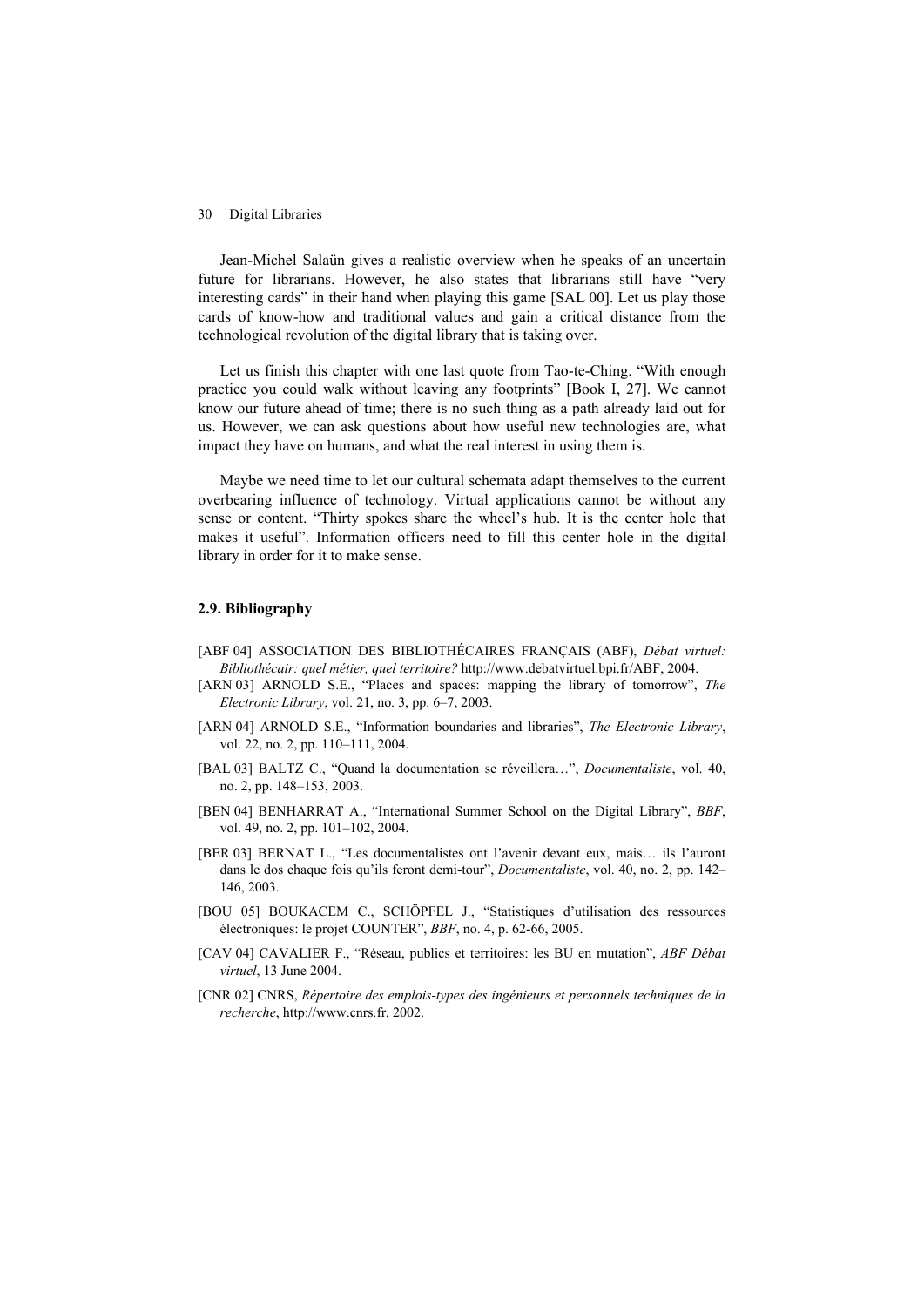Jean-Michel Salaün gives a realistic overview when he speaks of an uncertain future for librarians. However, he also states that librarians still have "very interesting cards" in their hand when playing this game [SAL 00]. Let us play those cards of know-how and traditional values and gain a critical distance from the technological revolution of the digital library that is taking over.

Let us finish this chapter with one last quote from Tao-te-Ching. "With enough practice you could walk without leaving any footprints" [Book I, 27]. We cannot know our future ahead of time; there is no such thing as a path already laid out for us. However, we can ask questions about how useful new technologies are, what impact they have on humans, and what the real interest in using them is.

Maybe we need time to let our cultural schemata adapt themselves to the current overbearing influence of technology. Virtual applications cannot be without any sense or content. "Thirty spokes share the wheel's hub. It is the center hole that makes it useful". Information officers need to fill this center hole in the digital library in order for it to make sense.

### 2.9. Bibliography

[ABF 04] ASSOCIATION DES BIBLIOTHÉCAIRES FRANÇAIS (ABF), *Débat virtuel: Bibliothécair: quel métier, quel territoire?* http://www.debatvirtuel.bpi.fr/ABF, 2004.

[ARN 03] ARNOLD S.E., "Places and spaces: mapping the library of tomorrow", *The Electronic Library*, vol. 21, no. 3, pp. 6–7, 2003.

[ARN 04] ARNOLD S.E., "Information boundaries and libraries", *The Electronic Library*, vol. 22, no. 2, pp. 110–111, 2004.

[BAL 03] BALTZ C., "Quand la documentation se réveillera…", *Documentaliste*, vol. 40, no. 2, pp. 148–153, 2003.

[BEN 04] BENHARRAT A., "International Summer School on the Digital Library", *BBF*, vol. 49, no. 2, pp. 101–102, 2004.

[BER 03] BERNAT L., "Les documentalistes ont l'avenir devant eux, mais… ils l'auront dans le dos chaque fois qu'ils feront demi-tour", *Documentaliste*, vol. 40, no. 2, pp. 142–146, 2003.

[BOU 05] BOUKACEM C., SCHÖPFEL J., "Statistiques d'utilisation des ressources électroniques: le projet COUNTER", *BBF*, no. 4, p. 62-66, 2005.

[CAV 04] CAVALIER F., "Réseau, publics et territoires: les BU en mutation", *ABF Débat virtuel*, 13 June 2004.

[CNR 02] CNRS, *Répertoire des emplois-types des ingénieurs et personnels techniques de la recherche*, http://www.cnrs.fr, 2002.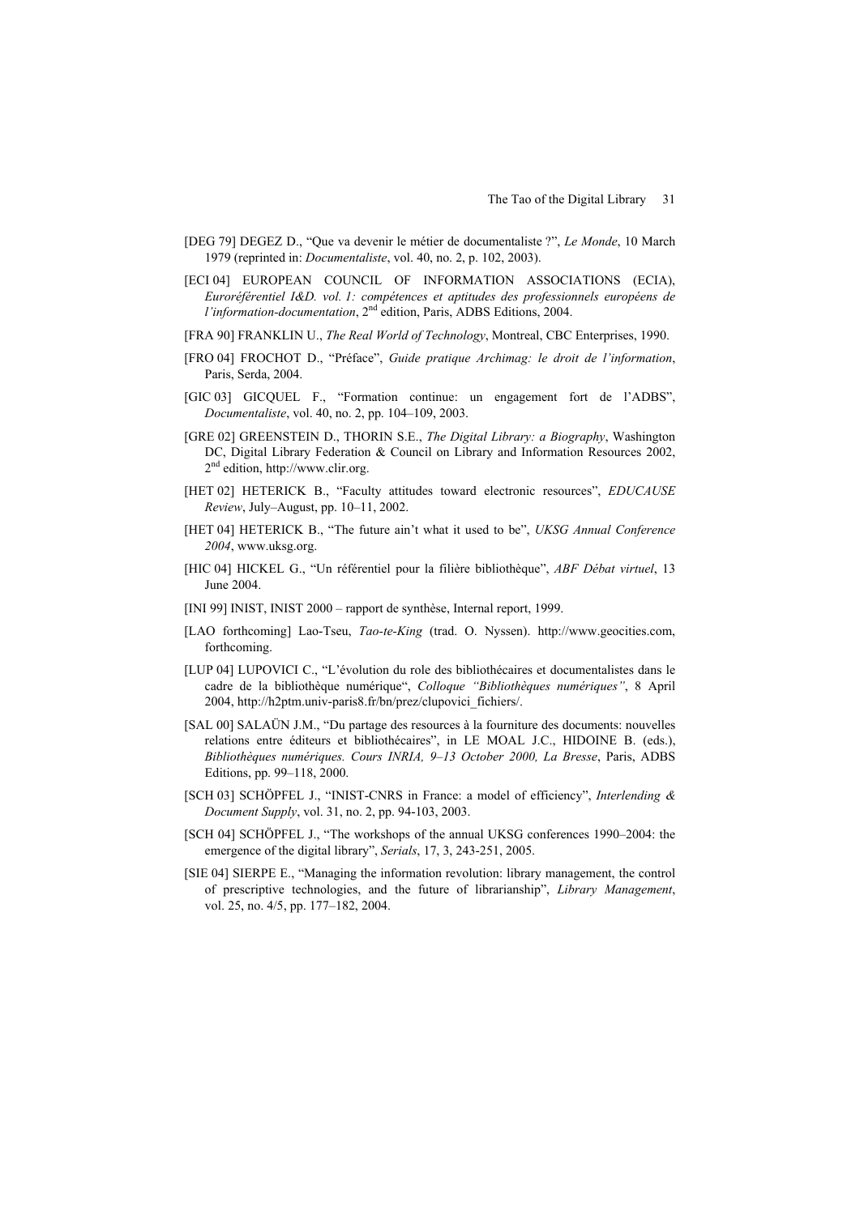[DEG 79] DEGEZ D., "Que va devenir le métier de documentaliste ?", *Le Monde*, 10 March 1979 (reprinted in: *Documentaliste*, vol. 40, no. 2, p. 102, 2003).

[ECI 04] EUROPEAN COUNCIL OF INFORMATION ASSOCIATIONS (ECIA), *Euroréférentiel I&D. vol. 1: compétences et aptitudes des professionnels européens de l'information-documentation*, 2nd edition, Paris, ADBS Editions, 2004.

[FRA 90] FRANKLIN U., *The Real World of Technology*, Montreal, CBC Enterprises, 1990.

[FRO 04] FROCHOT D., "Préface", *Guide pratique Archimag: le droit de l'information*, Paris, Serda, 2004.

[GIC 03] GICQUEL F., "Formation continue: un engagement fort de l'ADBS", *Documentaliste*, vol. 40, no. 2, pp. 104–109, 2003.

[GRE 02] GREENSTEIN D., THORIN S.E., *The Digital Library: a Biography*, Washington DC, Digital Library Federation & Council on Library and Information Resources 2002, 2nd edition, http://www.clir.org.

[HET 02] HETERICK B., "Faculty attitudes toward electronic resources", *EDUCAUSE Review*, July–August, pp. 10–11, 2002.

[HET 04] HETERICK B., "The future ain't what it used to be", *UKSG Annual Conference 2004*, www.uksg.org.

[HIC 04] HICKEL G., "Un référentiel pour la filière bibliothèque", *ABF Débat virtuel*, 13 June 2004.

[INI 99] INIST, INIST 2000 – rapport de synthèse, Internal report, 1999.

[LAO forthcoming] Lao-Tseu, *Tao-te-King* (trad. O. Nyssen). http://www.geocities.com, forthcoming.

[LUP 04] LUPOVICI C., "L'évolution du role des bibliothécaires et documentalistes dans le cadre de la bibliothèque numérique", *Colloque "Bibliothèques numériques"*, 8 April 2004, http://h2ptm.univ-paris8.fr/bn/prez/clupovici_fichiers/.

[SAL 00] SALAÜN J.M., "Du partage des resources à la fourniture des documents: nouvelles relations entre éditeurs et bibliothécaires", in LE MOAL J.C., HIDOINE B. (eds.), *Bibliothèques numériques. Cours INRIA, 9–13 October 2000, La Bresse*, Paris, ADBS Editions, pp. 99–118, 2000.

[SCH 03] SCHÖPFEL J., "INIST-CNRS in France: a model of efficiency", *Interlending & Document Supply*, vol. 31, no. 2, pp. 94-103, 2003.

[SCH 04] SCHÖPFEL J., "The workshops of the annual UKSG conferences 1990–2004: the emergence of the digital library", *Serials*, 17, 3, 243-251, 2005.

[SIE 04] SIERPE E., "Managing the information revolution: library management, the control of prescriptive technologies, and the future of librarianship", *Library Management*, vol. 25, no. 4/5, pp. 177–182, 2004.